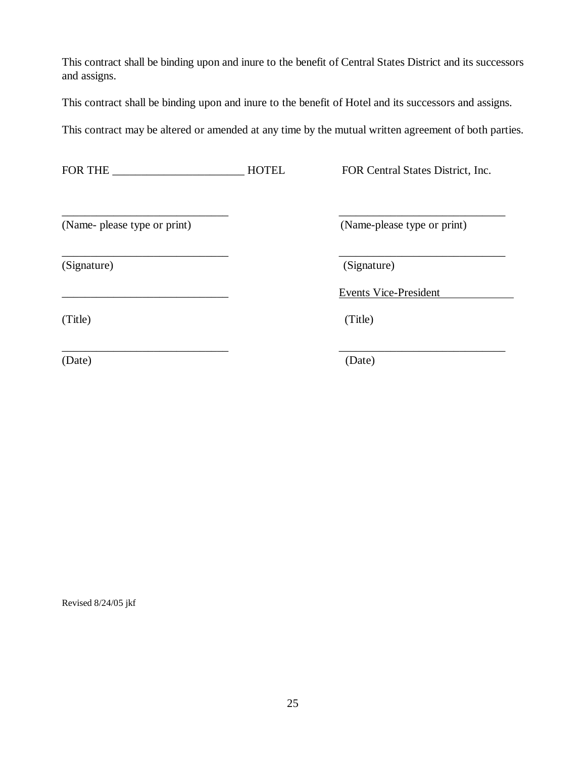This contract shall be binding upon and inure to the benefit of Central States District and its successors and assigns.

This contract shall be binding upon and inure to the benefit of Hotel and its successors and assigns.

This contract may be altered or amended at any time by the mutual written agreement of both parties.

| FOR THE _______________________ HOTEL | FOR Central States District, Inc. |
|---|---|
| _____________________________ | _____________________________ |
| (Name- please type or print) | (Name-please type or print) |
| _____________________________ | _____________________________ |
| (Signature) | (Signature) |
| _____________________________ | Events Vice-President |
| (Title) | (Title) |
| _____________________________ | _____________________________ |
| (Date) | (Date) |

Revised 8/24/05 jkf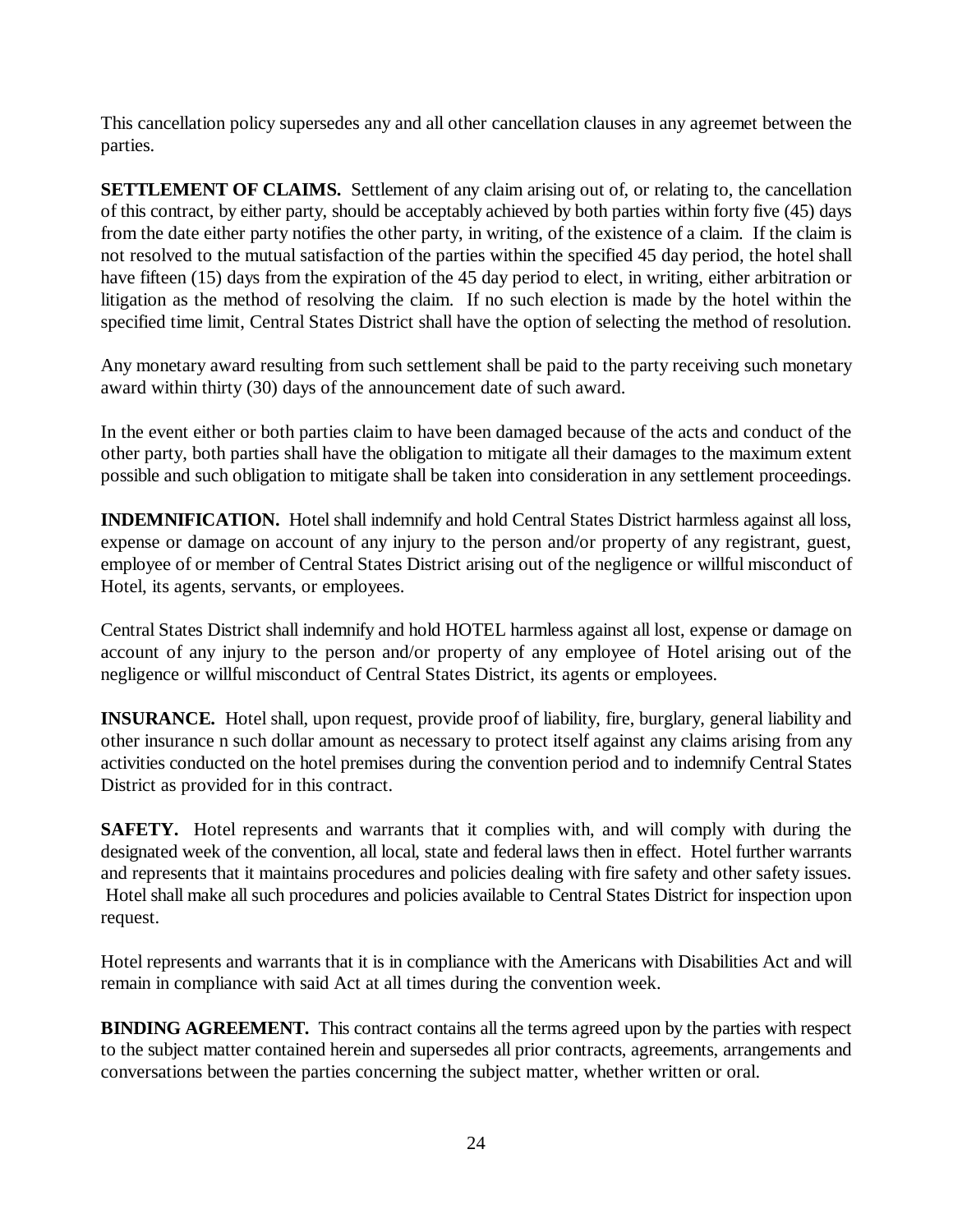This cancellation policy supersedes any and all other cancellation clauses in any agreemet between the parties.

**SETTLEMENT OF CLAIMS.** Settlement of any claim arising out of, or relating to, the cancellation of this contract, by either party, should be acceptably achieved by both parties within forty five (45) days from the date either party notifies the other party, in writing, of the existence of a claim. If the claim is not resolved to the mutual satisfaction of the parties within the specified 45 day period, the hotel shall have fifteen (15) days from the expiration of the 45 day period to elect, in writing, either arbitration or litigation as the method of resolving the claim. If no such election is made by the hotel within the specified time limit, Central States District shall have the option of selecting the method of resolution.

Any monetary award resulting from such settlement shall be paid to the party receiving such monetary award within thirty (30) days of the announcement date of such award.

In the event either or both parties claim to have been damaged because of the acts and conduct of the other party, both parties shall have the obligation to mitigate all their damages to the maximum extent possible and such obligation to mitigate shall be taken into consideration in any settlement proceedings.

**INDEMNIFICATION.** Hotel shall indemnify and hold Central States District harmless against all loss, expense or damage on account of any injury to the person and/or property of any registrant, guest, employee of or member of Central States District arising out of the negligence or willful misconduct of Hotel, its agents, servants, or employees.

Central States District shall indemnify and hold HOTEL harmless against all lost, expense or damage on account of any injury to the person and/or property of any employee of Hotel arising out of the negligence or willful misconduct of Central States District, its agents or employees.

**INSURANCE.** Hotel shall, upon request, provide proof of liability, fire, burglary, general liability and other insurance n such dollar amount as necessary to protect itself against any claims arising from any activities conducted on the hotel premises during the convention period and to indemnify Central States District as provided for in this contract.

**SAFETY.** Hotel represents and warrants that it complies with, and will comply with during the designated week of the convention, all local, state and federal laws then in effect. Hotel further warrants and represents that it maintains procedures and policies dealing with fire safety and other safety issues. Hotel shall make all such procedures and policies available to Central States District for inspection upon request.

Hotel represents and warrants that it is in compliance with the Americans with Disabilities Act and will remain in compliance with said Act at all times during the convention week.

**BINDING AGREEMENT.** This contract contains all the terms agreed upon by the parties with respect to the subject matter contained herein and supersedes all prior contracts, agreements, arrangements and conversations between the parties concerning the subject matter, whether written or oral.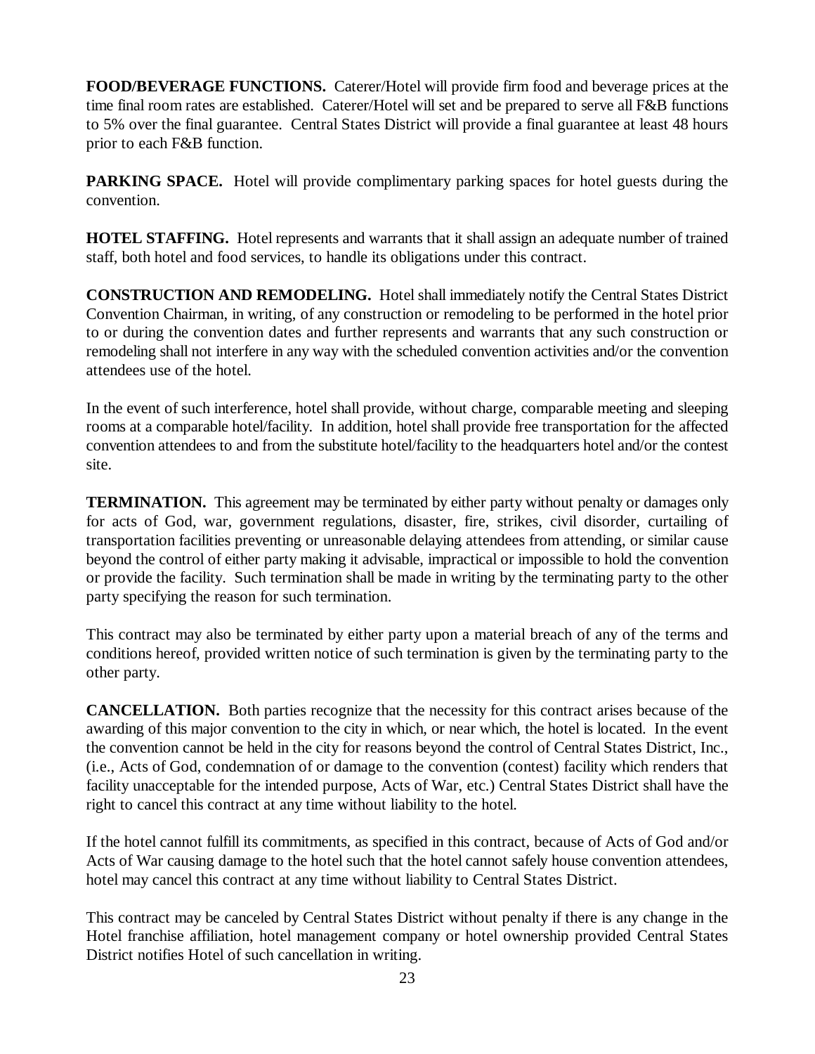**FOOD/BEVERAGE FUNCTIONS.** Caterer/Hotel will provide firm food and beverage prices at the time final room rates are established. Caterer/Hotel will set and be prepared to serve all F&B functions to 5% over the final guarantee. Central States District will provide a final guarantee at least 48 hours prior to each F&B function.

**PARKING SPACE.** Hotel will provide complimentary parking spaces for hotel guests during the convention.

**HOTEL STAFFING.** Hotel represents and warrants that it shall assign an adequate number of trained staff, both hotel and food services, to handle its obligations under this contract.

**CONSTRUCTION AND REMODELING.** Hotel shall immediately notify the Central States District Convention Chairman, in writing, of any construction or remodeling to be performed in the hotel prior to or during the convention dates and further represents and warrants that any such construction or remodeling shall not interfere in any way with the scheduled convention activities and/or the convention attendees use of the hotel.

In the event of such interference, hotel shall provide, without charge, comparable meeting and sleeping rooms at a comparable hotel/facility. In addition, hotel shall provide free transportation for the affected convention attendees to and from the substitute hotel/facility to the headquarters hotel and/or the contest site.

**TERMINATION.** This agreement may be terminated by either party without penalty or damages only for acts of God, war, government regulations, disaster, fire, strikes, civil disorder, curtailing of transportation facilities preventing or unreasonable delaying attendees from attending, or similar cause beyond the control of either party making it advisable, impractical or impossible to hold the convention or provide the facility. Such termination shall be made in writing by the terminating party to the other party specifying the reason for such termination.

This contract may also be terminated by either party upon a material breach of any of the terms and conditions hereof, provided written notice of such termination is given by the terminating party to the other party.

**CANCELLATION.** Both parties recognize that the necessity for this contract arises because of the awarding of this major convention to the city in which, or near which, the hotel is located. In the event the convention cannot be held in the city for reasons beyond the control of Central States District, Inc., (i.e., Acts of God, condemnation of or damage to the convention (contest) facility which renders that facility unacceptable for the intended purpose, Acts of War, etc.) Central States District shall have the right to cancel this contract at any time without liability to the hotel.

If the hotel cannot fulfill its commitments, as specified in this contract, because of Acts of God and/or Acts of War causing damage to the hotel such that the hotel cannot safely house convention attendees, hotel may cancel this contract at any time without liability to Central States District.

This contract may be canceled by Central States District without penalty if there is any change in the Hotel franchise affiliation, hotel management company or hotel ownership provided Central States District notifies Hotel of such cancellation in writing.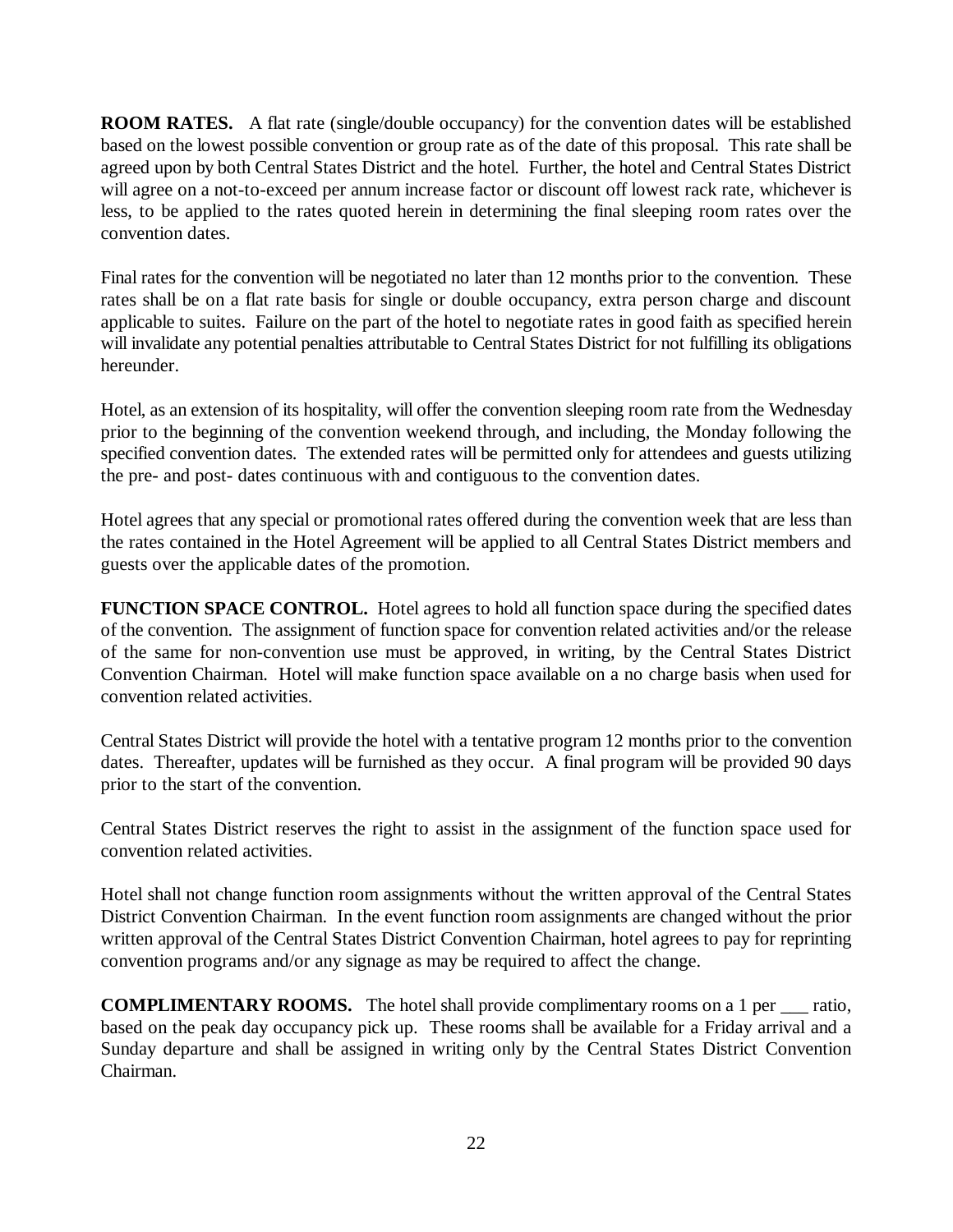**ROOM RATES.** A flat rate (single/double occupancy) for the convention dates will be established based on the lowest possible convention or group rate as of the date of this proposal. This rate shall be agreed upon by both Central States District and the hotel. Further, the hotel and Central States District will agree on a not-to-exceed per annum increase factor or discount off lowest rack rate, whichever is less, to be applied to the rates quoted herein in determining the final sleeping room rates over the convention dates.

Final rates for the convention will be negotiated no later than 12 months prior to the convention. These rates shall be on a flat rate basis for single or double occupancy, extra person charge and discount applicable to suites. Failure on the part of the hotel to negotiate rates in good faith as specified herein will invalidate any potential penalties attributable to Central States District for not fulfilling its obligations hereunder.

Hotel, as an extension of its hospitality, will offer the convention sleeping room rate from the Wednesday prior to the beginning of the convention weekend through, and including, the Monday following the specified convention dates. The extended rates will be permitted only for attendees and guests utilizing the pre- and post- dates continuous with and contiguous to the convention dates.

Hotel agrees that any special or promotional rates offered during the convention week that are less than the rates contained in the Hotel Agreement will be applied to all Central States District members and guests over the applicable dates of the promotion.

**FUNCTION SPACE CONTROL.** Hotel agrees to hold all function space during the specified dates of the convention. The assignment of function space for convention related activities and/or the release of the same for non-convention use must be approved, in writing, by the Central States District Convention Chairman. Hotel will make function space available on a no charge basis when used for convention related activities.

Central States District will provide the hotel with a tentative program 12 months prior to the convention dates. Thereafter, updates will be furnished as they occur. A final program will be provided 90 days prior to the start of the convention.

Central States District reserves the right to assist in the assignment of the function space used for convention related activities.

Hotel shall not change function room assignments without the written approval of the Central States District Convention Chairman. In the event function room assignments are changed without the prior written approval of the Central States District Convention Chairman, hotel agrees to pay for reprinting convention programs and/or any signage as may be required to affect the change.

**COMPLIMENTARY ROOMS.** The hotel shall provide complimentary rooms on a 1 per ___ ratio, based on the peak day occupancy pick up. These rooms shall be available for a Friday arrival and a Sunday departure and shall be assigned in writing only by the Central States District Convention Chairman.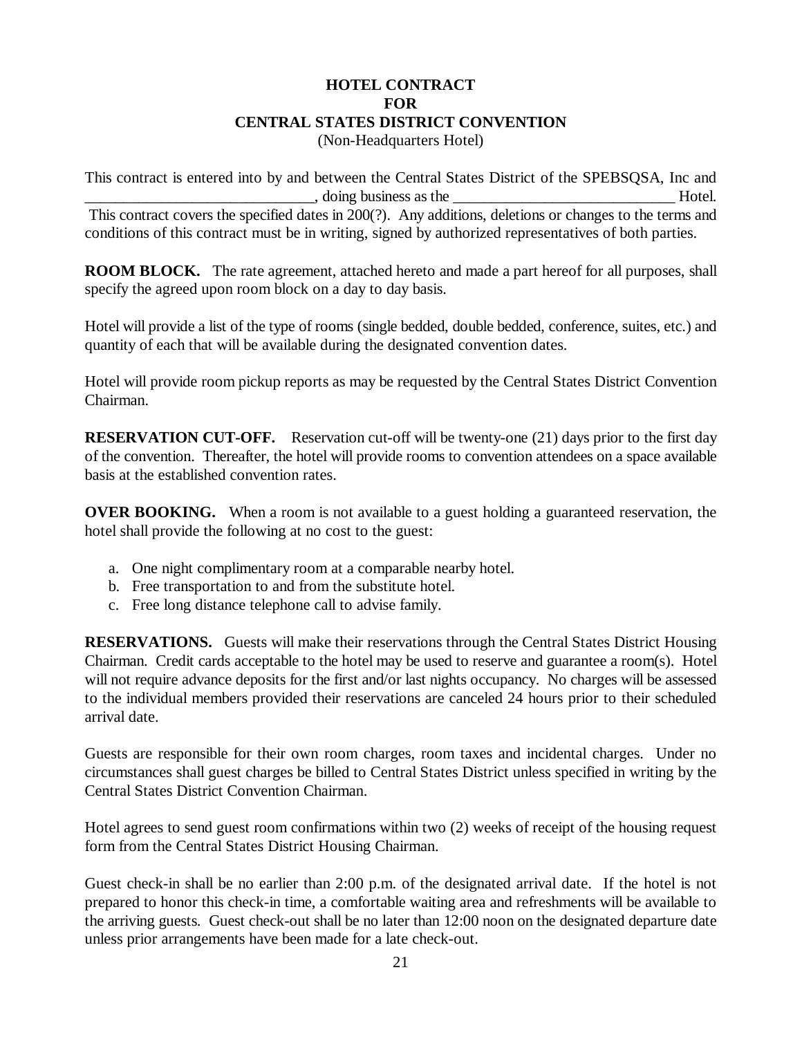**HOTEL CONTRACT**
**FOR**
**CENTRAL STATES DISTRICT CONVENTION**
(Non-Headquarters Hotel)

This contract is entered into by and between the Central States District of the SPEBSQSA, Inc and ______________________________, doing business as the _____________________________ Hotel. This contract covers the specified dates in 200(?). Any additions, deletions or changes to the terms and conditions of this contract must be in writing, signed by authorized representatives of both parties.

**ROOM BLOCK.** The rate agreement, attached hereto and made a part hereof for all purposes, shall specify the agreed upon room block on a day to day basis.

Hotel will provide a list of the type of rooms (single bedded, double bedded, conference, suites, etc.) and quantity of each that will be available during the designated convention dates.

Hotel will provide room pickup reports as may be requested by the Central States District Convention Chairman.

**RESERVATION CUT-OFF.** Reservation cut-off will be twenty-one (21) days prior to the first day of the convention. Thereafter, the hotel will provide rooms to convention attendees on a space available basis at the established convention rates.

**OVER BOOKING.** When a room is not available to a guest holding a guaranteed reservation, the hotel shall provide the following at no cost to the guest:

a. One night complimentary room at a comparable nearby hotel.
b. Free transportation to and from the substitute hotel.
c. Free long distance telephone call to advise family.

**RESERVATIONS.** Guests will make their reservations through the Central States District Housing Chairman. Credit cards acceptable to the hotel may be used to reserve and guarantee a room(s). Hotel will not require advance deposits for the first and/or last nights occupancy. No charges will be assessed to the individual members provided their reservations are canceled 24 hours prior to their scheduled arrival date.

Guests are responsible for their own room charges, room taxes and incidental charges. Under no circumstances shall guest charges be billed to Central States District unless specified in writing by the Central States District Convention Chairman.

Hotel agrees to send guest room confirmations within two (2) weeks of receipt of the housing request form from the Central States District Housing Chairman.

Guest check-in shall be no earlier than 2:00 p.m. of the designated arrival date. If the hotel is not prepared to honor this check-in time, a comfortable waiting area and refreshments will be available to the arriving guests. Guest check-out shall be no later than 12:00 noon on the designated departure date unless prior arrangements have been made for a late check-out.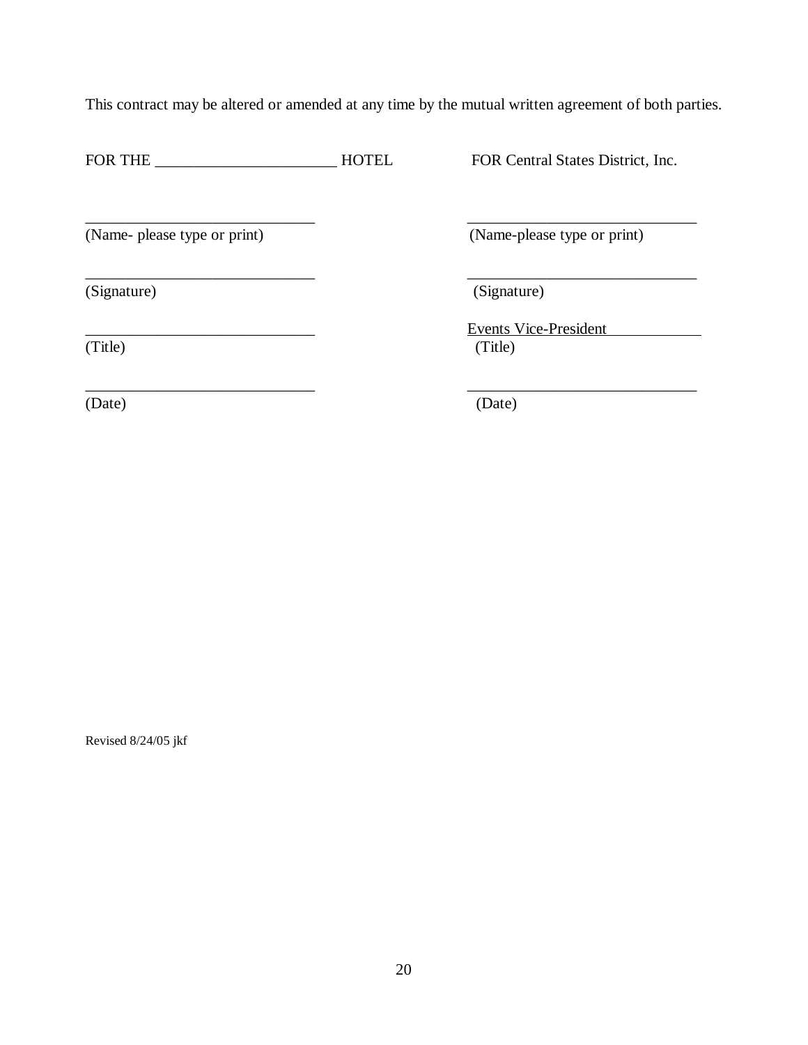This contract may be altered or amended at any time by the mutual written agreement of both parties.

| FOR THE _______________________ HOTEL | FOR Central States District, Inc. |
|---|---|
| _____________________________ | _____________________________ |
| (Name- please type or print) | (Name-please type or print) |
| _____________________________ | _____________________________ |
| (Signature) | (Signature) |
| _____________________________ | Events Vice-President |
| (Title) | (Title) |
| _____________________________ | _____________________________ |
| (Date) | (Date) |

Revised 8/24/05 jkf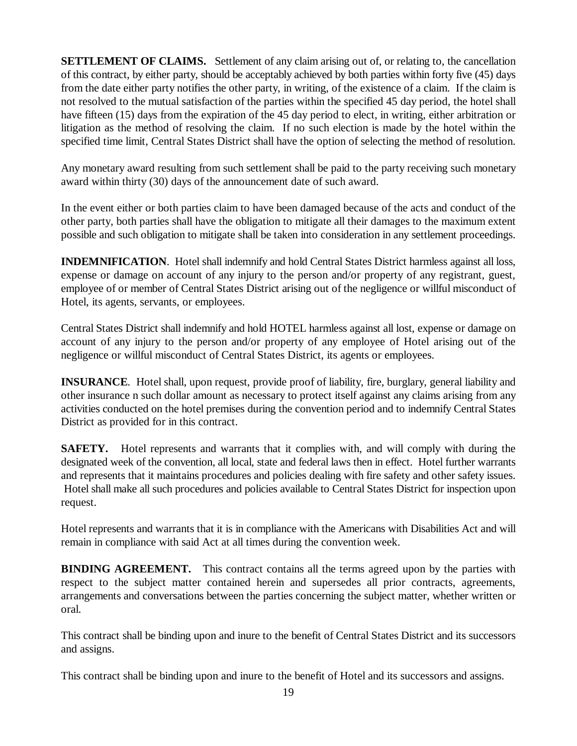**SETTLEMENT OF CLAIMS.** Settlement of any claim arising out of, or relating to, the cancellation of this contract, by either party, should be acceptably achieved by both parties within forty five (45) days from the date either party notifies the other party, in writing, of the existence of a claim. If the claim is not resolved to the mutual satisfaction of the parties within the specified 45 day period, the hotel shall have fifteen (15) days from the expiration of the 45 day period to elect, in writing, either arbitration or litigation as the method of resolving the claim. If no such election is made by the hotel within the specified time limit, Central States District shall have the option of selecting the method of resolution.

Any monetary award resulting from such settlement shall be paid to the party receiving such monetary award within thirty (30) days of the announcement date of such award.

In the event either or both parties claim to have been damaged because of the acts and conduct of the other party, both parties shall have the obligation to mitigate all their damages to the maximum extent possible and such obligation to mitigate shall be taken into consideration in any settlement proceedings.

**INDEMNIFICATION**. Hotel shall indemnify and hold Central States District harmless against all loss, expense or damage on account of any injury to the person and/or property of any registrant, guest, employee of or member of Central States District arising out of the negligence or willful misconduct of Hotel, its agents, servants, or employees.

Central States District shall indemnify and hold HOTEL harmless against all lost, expense or damage on account of any injury to the person and/or property of any employee of Hotel arising out of the negligence or willful misconduct of Central States District, its agents or employees.

**INSURANCE**. Hotel shall, upon request, provide proof of liability, fire, burglary, general liability and other insurance n such dollar amount as necessary to protect itself against any claims arising from any activities conducted on the hotel premises during the convention period and to indemnify Central States District as provided for in this contract.

**SAFETY.** Hotel represents and warrants that it complies with, and will comply with during the designated week of the convention, all local, state and federal laws then in effect. Hotel further warrants and represents that it maintains procedures and policies dealing with fire safety and other safety issues. Hotel shall make all such procedures and policies available to Central States District for inspection upon request.

Hotel represents and warrants that it is in compliance with the Americans with Disabilities Act and will remain in compliance with said Act at all times during the convention week.

**BINDING AGREEMENT.** This contract contains all the terms agreed upon by the parties with respect to the subject matter contained herein and supersedes all prior contracts, agreements, arrangements and conversations between the parties concerning the subject matter, whether written or oral.

This contract shall be binding upon and inure to the benefit of Central States District and its successors and assigns.

This contract shall be binding upon and inure to the benefit of Hotel and its successors and assigns.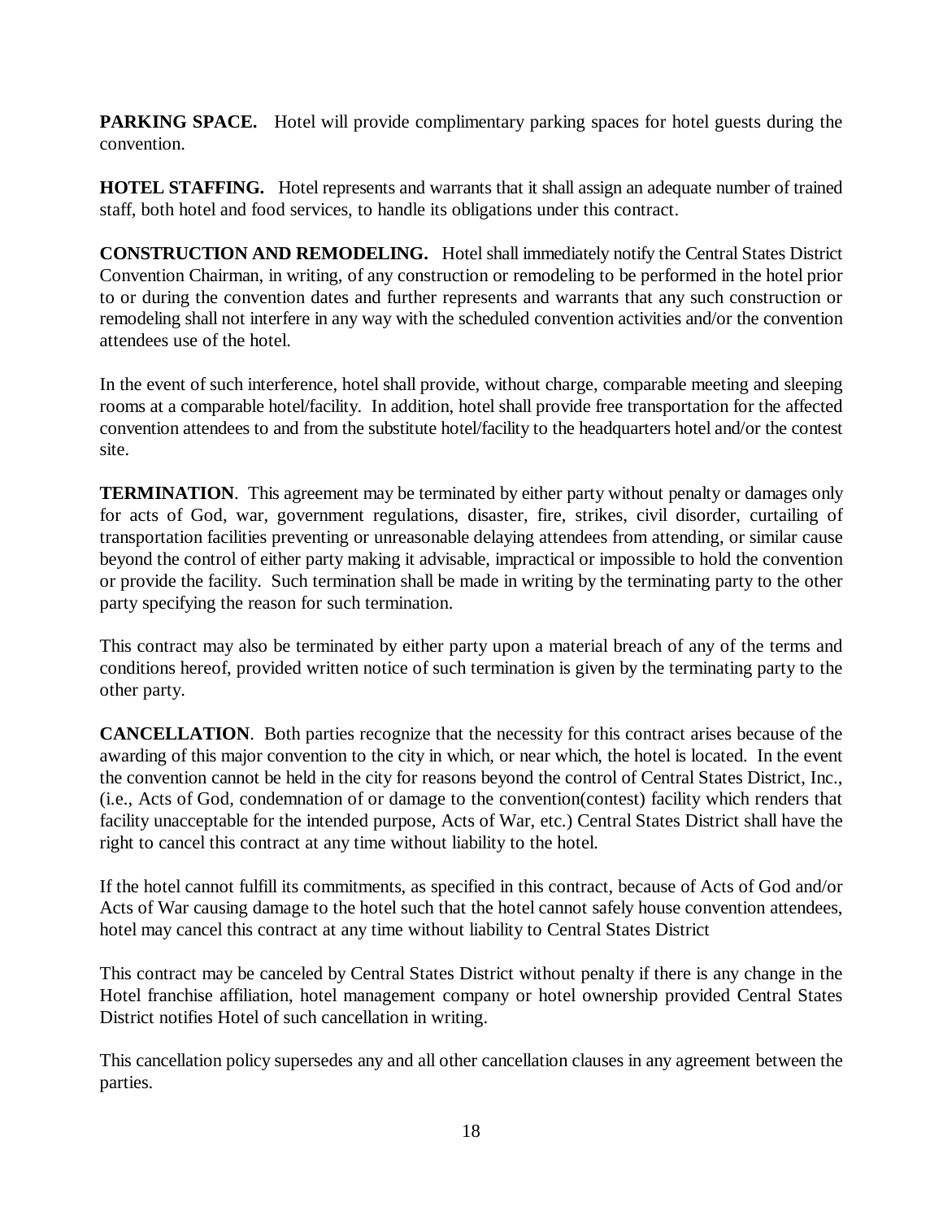**PARKING SPACE.** Hotel will provide complimentary parking spaces for hotel guests during the convention.

**HOTEL STAFFING.** Hotel represents and warrants that it shall assign an adequate number of trained staff, both hotel and food services, to handle its obligations under this contract.

**CONSTRUCTION AND REMODELING.** Hotel shall immediately notify the Central States District Convention Chairman, in writing, of any construction or remodeling to be performed in the hotel prior to or during the convention dates and further represents and warrants that any such construction or remodeling shall not interfere in any way with the scheduled convention activities and/or the convention attendees use of the hotel.

In the event of such interference, hotel shall provide, without charge, comparable meeting and sleeping rooms at a comparable hotel/facility. In addition, hotel shall provide free transportation for the affected convention attendees to and from the substitute hotel/facility to the headquarters hotel and/or the contest site.

**TERMINATION**. This agreement may be terminated by either party without penalty or damages only for acts of God, war, government regulations, disaster, fire, strikes, civil disorder, curtailing of transportation facilities preventing or unreasonable delaying attendees from attending, or similar cause beyond the control of either party making it advisable, impractical or impossible to hold the convention or provide the facility. Such termination shall be made in writing by the terminating party to the other party specifying the reason for such termination.

This contract may also be terminated by either party upon a material breach of any of the terms and conditions hereof, provided written notice of such termination is given by the terminating party to the other party.

**CANCELLATION**. Both parties recognize that the necessity for this contract arises because of the awarding of this major convention to the city in which, or near which, the hotel is located. In the event the convention cannot be held in the city for reasons beyond the control of Central States District, Inc., (i.e., Acts of God, condemnation of or damage to the convention(contest) facility which renders that facility unacceptable for the intended purpose, Acts of War, etc.) Central States District shall have the right to cancel this contract at any time without liability to the hotel.

If the hotel cannot fulfill its commitments, as specified in this contract, because of Acts of God and/or Acts of War causing damage to the hotel such that the hotel cannot safely house convention attendees, hotel may cancel this contract at any time without liability to Central States District

This contract may be canceled by Central States District without penalty if there is any change in the Hotel franchise affiliation, hotel management company or hotel ownership provided Central States District notifies Hotel of such cancellation in writing.

This cancellation policy supersedes any and all other cancellation clauses in any agreement between the parties.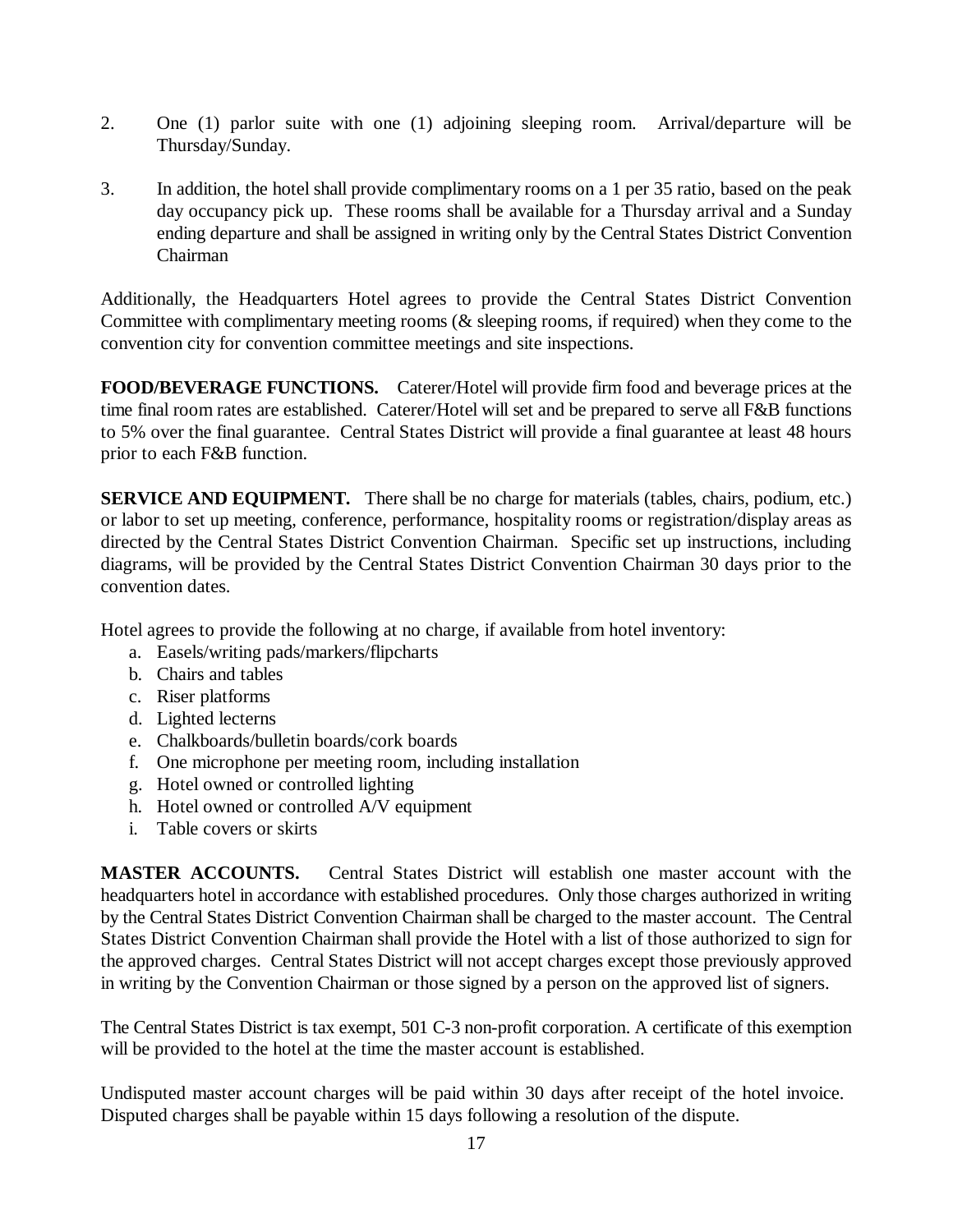2. One (1) parlor suite with one (1) adjoining sleeping room. Arrival/departure will be Thursday/Sunday.

3. In addition, the hotel shall provide complimentary rooms on a 1 per 35 ratio, based on the peak day occupancy pick up. These rooms shall be available for a Thursday arrival and a Sunday ending departure and shall be assigned in writing only by the Central States District Convention Chairman

Additionally, the Headquarters Hotel agrees to provide the Central States District Convention Committee with complimentary meeting rooms (& sleeping rooms, if required) when they come to the convention city for convention committee meetings and site inspections.

**FOOD/BEVERAGE FUNCTIONS.** Caterer/Hotel will provide firm food and beverage prices at the time final room rates are established. Caterer/Hotel will set and be prepared to serve all F&B functions to 5% over the final guarantee. Central States District will provide a final guarantee at least 48 hours prior to each F&B function.

**SERVICE AND EQUIPMENT.** There shall be no charge for materials (tables, chairs, podium, etc.) or labor to set up meeting, conference, performance, hospitality rooms or registration/display areas as directed by the Central States District Convention Chairman. Specific set up instructions, including diagrams, will be provided by the Central States District Convention Chairman 30 days prior to the convention dates.

Hotel agrees to provide the following at no charge, if available from hotel inventory:

a. Easels/writing pads/markers/flipcharts
b. Chairs and tables
c. Riser platforms
d. Lighted lecterns
e. Chalkboards/bulletin boards/cork boards
f. One microphone per meeting room, including installation
g. Hotel owned or controlled lighting
h. Hotel owned or controlled A/V equipment
i. Table covers or skirts

**MASTER ACCOUNTS.** Central States District will establish one master account with the headquarters hotel in accordance with established procedures. Only those charges authorized in writing by the Central States District Convention Chairman shall be charged to the master account. The Central States District Convention Chairman shall provide the Hotel with a list of those authorized to sign for the approved charges. Central States District will not accept charges except those previously approved in writing by the Convention Chairman or those signed by a person on the approved list of signers.

The Central States District is tax exempt, 501 C-3 non-profit corporation. A certificate of this exemption will be provided to the hotel at the time the master account is established.

Undisputed master account charges will be paid within 30 days after receipt of the hotel invoice. Disputed charges shall be payable within 15 days following a resolution of the dispute.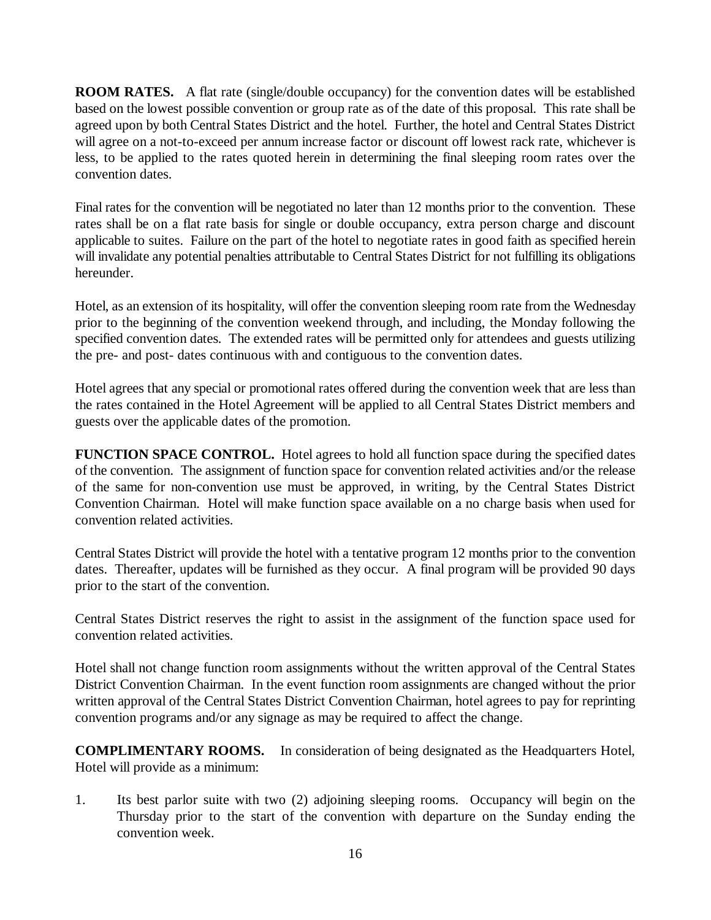**ROOM RATES.** A flat rate (single/double occupancy) for the convention dates will be established based on the lowest possible convention or group rate as of the date of this proposal. This rate shall be agreed upon by both Central States District and the hotel. Further, the hotel and Central States District will agree on a not-to-exceed per annum increase factor or discount off lowest rack rate, whichever is less, to be applied to the rates quoted herein in determining the final sleeping room rates over the convention dates.

Final rates for the convention will be negotiated no later than 12 months prior to the convention. These rates shall be on a flat rate basis for single or double occupancy, extra person charge and discount applicable to suites. Failure on the part of the hotel to negotiate rates in good faith as specified herein will invalidate any potential penalties attributable to Central States District for not fulfilling its obligations hereunder.

Hotel, as an extension of its hospitality, will offer the convention sleeping room rate from the Wednesday prior to the beginning of the convention weekend through, and including, the Monday following the specified convention dates. The extended rates will be permitted only for attendees and guests utilizing the pre- and post- dates continuous with and contiguous to the convention dates.

Hotel agrees that any special or promotional rates offered during the convention week that are less than the rates contained in the Hotel Agreement will be applied to all Central States District members and guests over the applicable dates of the promotion.

**FUNCTION SPACE CONTROL.** Hotel agrees to hold all function space during the specified dates of the convention. The assignment of function space for convention related activities and/or the release of the same for non-convention use must be approved, in writing, by the Central States District Convention Chairman. Hotel will make function space available on a no charge basis when used for convention related activities.

Central States District will provide the hotel with a tentative program 12 months prior to the convention dates. Thereafter, updates will be furnished as they occur. A final program will be provided 90 days prior to the start of the convention.

Central States District reserves the right to assist in the assignment of the function space used for convention related activities.

Hotel shall not change function room assignments without the written approval of the Central States District Convention Chairman. In the event function room assignments are changed without the prior written approval of the Central States District Convention Chairman, hotel agrees to pay for reprinting convention programs and/or any signage as may be required to affect the change.

**COMPLIMENTARY ROOMS.** In consideration of being designated as the Headquarters Hotel, Hotel will provide as a minimum:

1. Its best parlor suite with two (2) adjoining sleeping rooms. Occupancy will begin on the Thursday prior to the start of the convention with departure on the Sunday ending the convention week.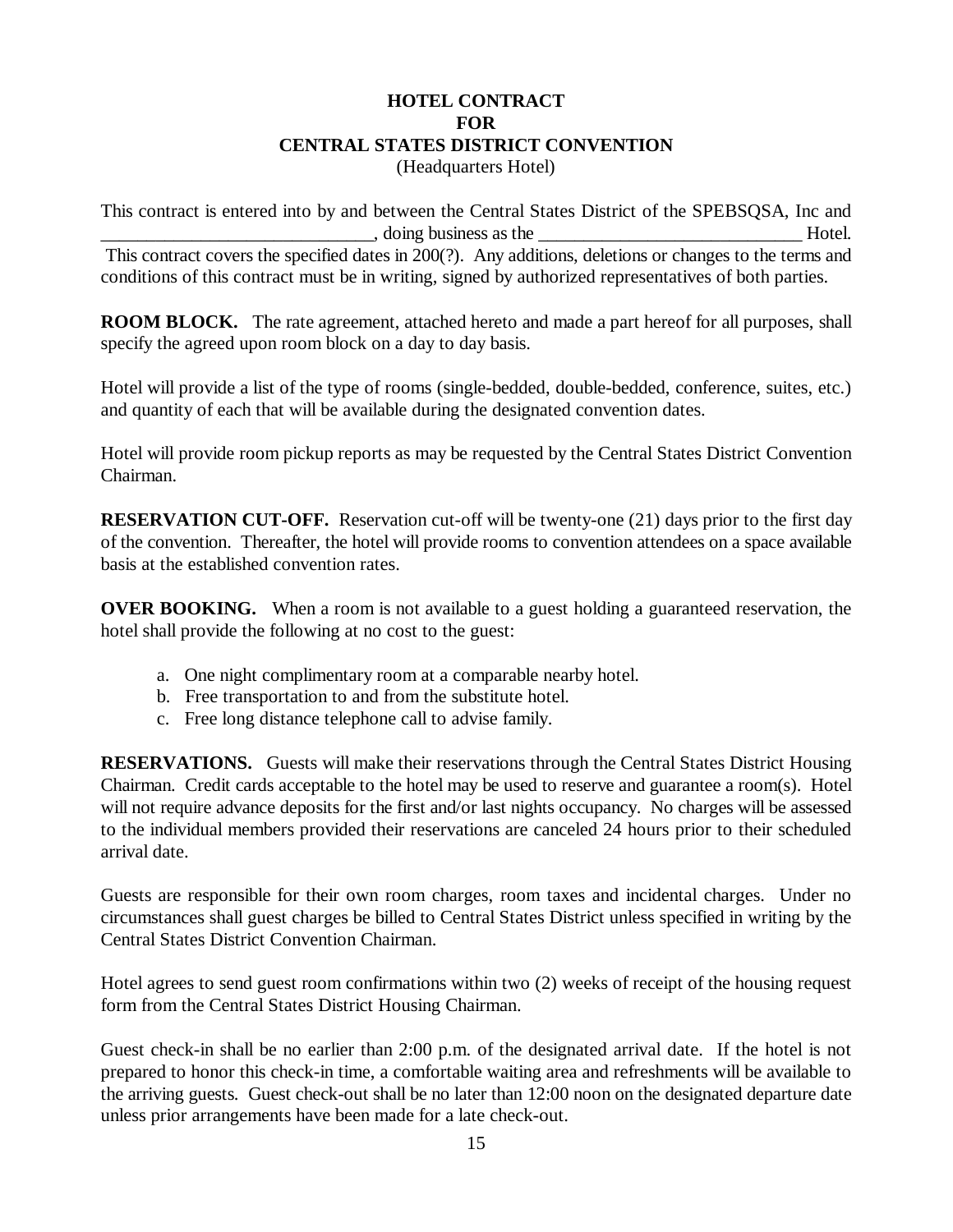# HOTEL CONTRACT
# FOR
# CENTRAL STATES DISTRICT CONVENTION

(Headquarters Hotel)

This contract is entered into by and between the Central States District of the SPEBSQSA, Inc and ______________________________, doing business as the _____________________________ Hotel. This contract covers the specified dates in 200(?). Any additions, deletions or changes to the terms and conditions of this contract must be in writing, signed by authorized representatives of both parties.

**ROOM BLOCK.** The rate agreement, attached hereto and made a part hereof for all purposes, shall specify the agreed upon room block on a day to day basis.

Hotel will provide a list of the type of rooms (single-bedded, double-bedded, conference, suites, etc.) and quantity of each that will be available during the designated convention dates.

Hotel will provide room pickup reports as may be requested by the Central States District Convention Chairman.

**RESERVATION CUT-OFF.** Reservation cut-off will be twenty-one (21) days prior to the first day of the convention. Thereafter, the hotel will provide rooms to convention attendees on a space available basis at the established convention rates.

**OVER BOOKING.** When a room is not available to a guest holding a guaranteed reservation, the hotel shall provide the following at no cost to the guest:

a. One night complimentary room at a comparable nearby hotel.
b. Free transportation to and from the substitute hotel.
c. Free long distance telephone call to advise family.

**RESERVATIONS.** Guests will make their reservations through the Central States District Housing Chairman. Credit cards acceptable to the hotel may be used to reserve and guarantee a room(s). Hotel will not require advance deposits for the first and/or last nights occupancy. No charges will be assessed to the individual members provided their reservations are canceled 24 hours prior to their scheduled arrival date.

Guests are responsible for their own room charges, room taxes and incidental charges. Under no circumstances shall guest charges be billed to Central States District unless specified in writing by the Central States District Convention Chairman.

Hotel agrees to send guest room confirmations within two (2) weeks of receipt of the housing request form from the Central States District Housing Chairman.

Guest check-in shall be no earlier than 2:00 p.m. of the designated arrival date. If the hotel is not prepared to honor this check-in time, a comfortable waiting area and refreshments will be available to the arriving guests. Guest check-out shall be no later than 12:00 noon on the designated departure date unless prior arrangements have been made for a late check-out.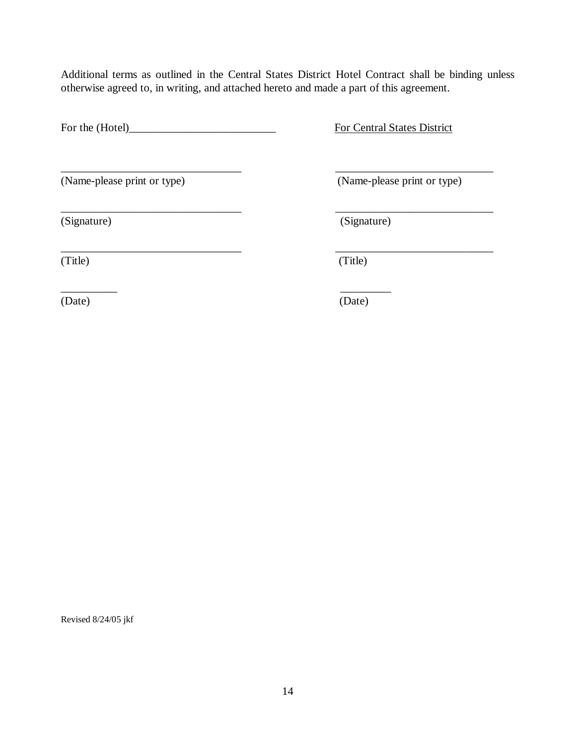Additional terms as outlined in the Central States District Hotel Contract shall be binding unless otherwise agreed to, in writing, and attached hereto and made a part of this agreement.

| For the (Hotel)__________________________ | For Central States District |
|---|---|
| ________________________________ | ____________________________ |
| (Name-please print or type) | (Name-please print or type) |
| ________________________________ | ____________________________ |
| (Signature) | (Signature) |
| ________________________________ | ____________________________ |
| (Title) | (Title) |
| __________ | _________ |
| (Date) | (Date) |

Revised 8/24/05 jkf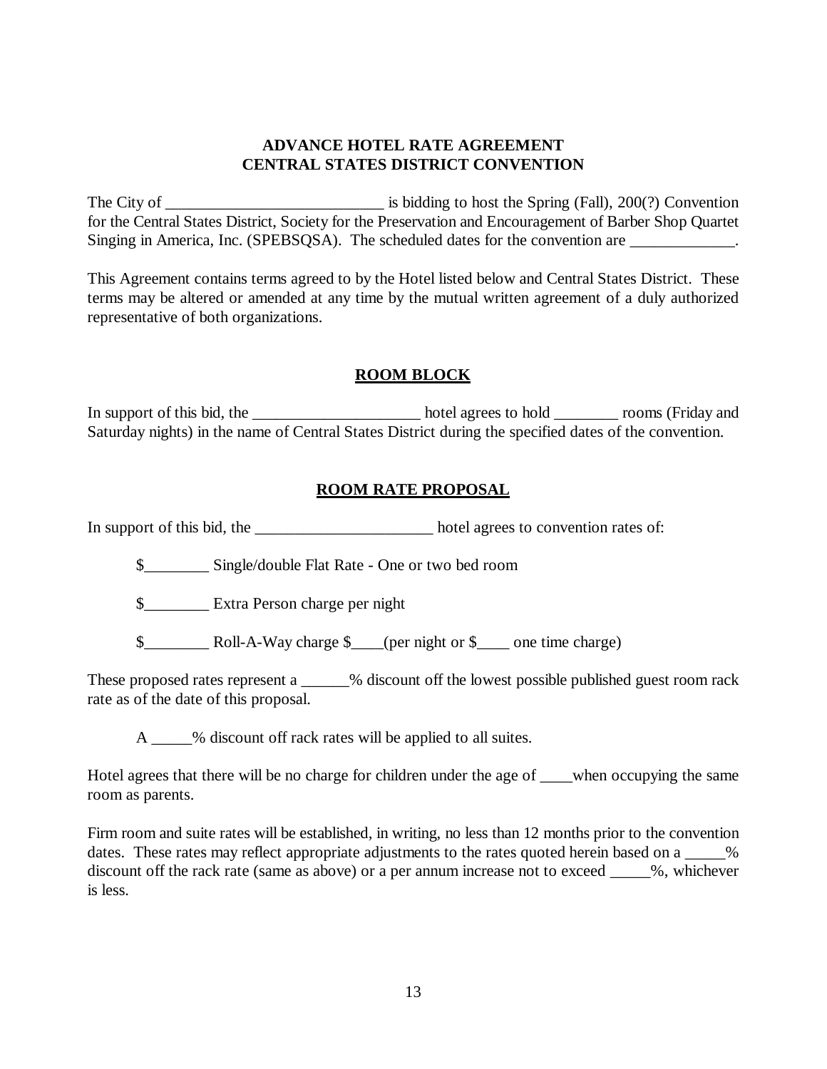# ADVANCE HOTEL RATE AGREEMENT
# CENTRAL STATES DISTRICT CONVENTION

The City of ____________________________ is bidding to host the Spring (Fall), 200(?) Convention for the Central States District, Society for the Preservation and Encouragement of Barber Shop Quartet Singing in America, Inc. (SPEBSQSA). The scheduled dates for the convention are _____________.

This Agreement contains terms agreed to by the Hotel listed below and Central States District. These terms may be altered or amended at any time by the mutual written agreement of a duly authorized representative of both organizations.

## ROOM BLOCK

In support of this bid, the _____________________ hotel agrees to hold ________ rooms (Friday and Saturday nights) in the name of Central States District during the specified dates of the convention.

## ROOM RATE PROPOSAL

In support of this bid, the ______________________ hotel agrees to convention rates of:

$________ Single/double Flat Rate - One or two bed room

$________ Extra Person charge per night

$________ Roll-A-Way charge $____(per night or $____ one time charge)

These proposed rates represent a ______% discount off the lowest possible published guest room rack rate as of the date of this proposal.

A _____% discount off rack rates will be applied to all suites.

Hotel agrees that there will be no charge for children under the age of ____when occupying the same room as parents.

Firm room and suite rates will be established, in writing, no less than 12 months prior to the convention dates. These rates may reflect appropriate adjustments to the rates quoted herein based on a _____% discount off the rack rate (same as above) or a per annum increase not to exceed _____%, whichever is less.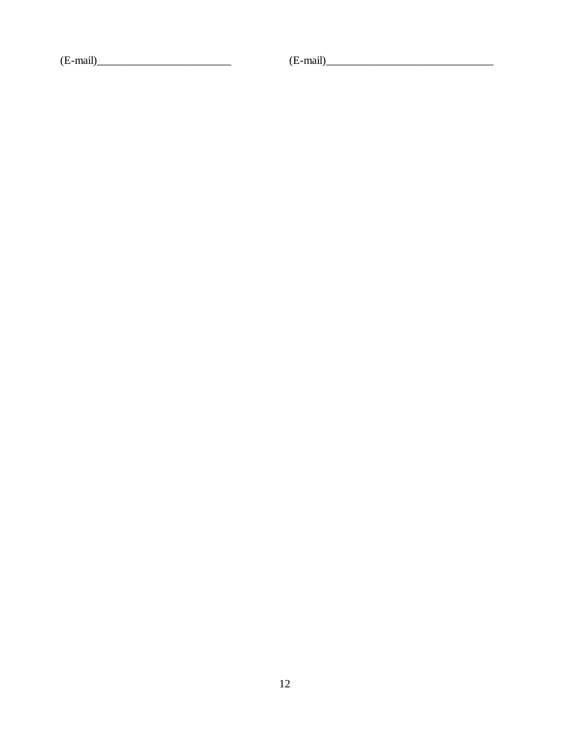(E-mail)_________________________ (E-mail)_______________________________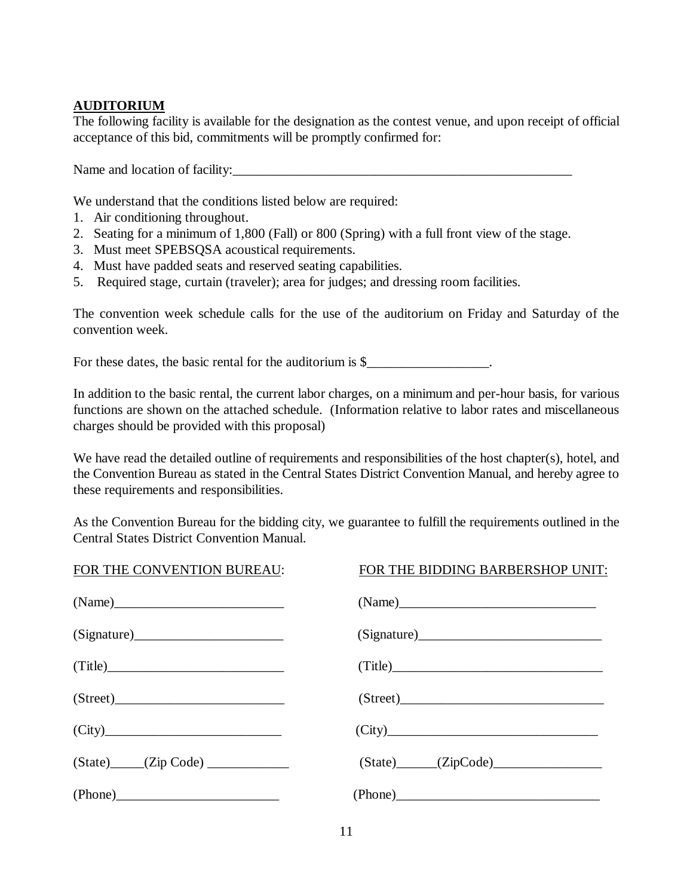**AUDITORIUM**

The following facility is available for the designation as the contest venue, and upon receipt of official acceptance of this bid, commitments will be promptly confirmed for:

Name and location of facility:____________________________________________________

We understand that the conditions listed below are required:

1. Air conditioning throughout.
2. Seating for a minimum of 1,800 (Fall) or 800 (Spring) with a full front view of the stage.
3. Must meet SPEBSQSA acoustical requirements.
4. Must have padded seats and reserved seating capabilities.
5. Required stage, curtain (traveler); area for judges; and dressing room facilities.

The convention week schedule calls for the use of the auditorium on Friday and Saturday of the convention week.

For these dates, the basic rental for the auditorium is $__________________.

In addition to the basic rental, the current labor charges, on a minimum and per-hour basis, for various functions are shown on the attached schedule. (Information relative to labor rates and miscellaneous charges should be provided with this proposal)

We have read the detailed outline of requirements and responsibilities of the host chapter(s), hotel, and the Convention Bureau as stated in the Central States District Convention Manual, and hereby agree to these requirements and responsibilities.

As the Convention Bureau for the bidding city, we guarantee to fulfill the requirements outlined in the Central States District Convention Manual.

FOR THE CONVENTION BUREAU:

(Name)_________________________

(Signature)______________________

(Title)__________________________

(Street)_________________________

(City)__________________________

(State)_____(Zip Code) ____________

(Phone)________________________

FOR THE BIDDING BARBERSHOP UNIT:

(Name)_____________________________

(Signature)__________________________

(Title)_______________________________

(Street)______________________________

(City)_______________________________

(State)______(ZipCode)________________

(Phone)______________________________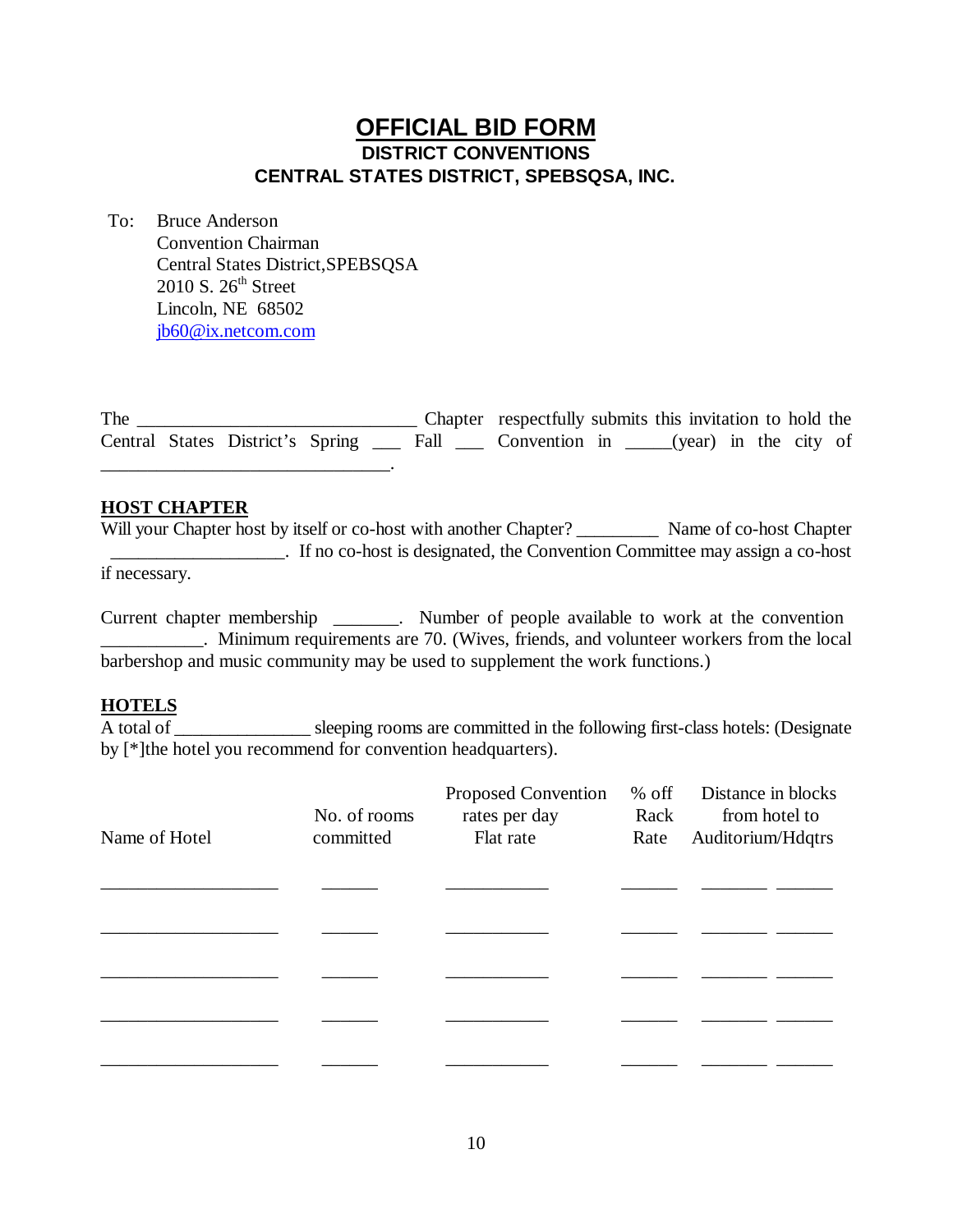# OFFICIAL BID FORM

### DISTRICT CONVENTIONS
### CENTRAL STATES DISTRICT, SPEBSQSA, INC.

To: Bruce Anderson
Convention Chairman
Central States District,SPEBSQSA
2010 S. 26th Street
Lincoln, NE 68502
jb60@ix.netcom.com

The ______________________________ Chapter respectfully submits this invitation to hold the Central States District's Spring ___ Fall ___ Convention in _____(year) in the city of _______________________________.

**HOST CHAPTER**

Will your Chapter host by itself or co-host with another Chapter? _________ Name of co-host Chapter __________________. If no co-host is designated, the Convention Committee may assign a co-host if necessary.

Current chapter membership _______. Number of people available to work at the convention ___________. Minimum requirements are 70. (Wives, friends, and volunteer workers from the local barbershop and music community may be used to supplement the work functions.)

**HOTELS**

A total of ______________ sleeping rooms are committed in the following first-class hotels: (Designate by [*]the hotel you recommend for convention headquarters).

| Name of Hotel | No. of rooms committed | Proposed Convention rates per day Flat rate | % off Rack Rate | Distance in blocks from hotel to Auditorium/Hdqtrs | |
|---|---|---|---|---|---|
| ___________________ | ______ | ___________ | ______ | _______ | ______ |
| ___________________ | ______ | ___________ | ______ | _______ | ______ |
| ___________________ | ______ | ___________ | ______ | _______ | ______ |
| ___________________ | ______ | ___________ | ______ | _______ | ______ |
| ___________________ | ______ | ___________ | ______ | _______ | ______ |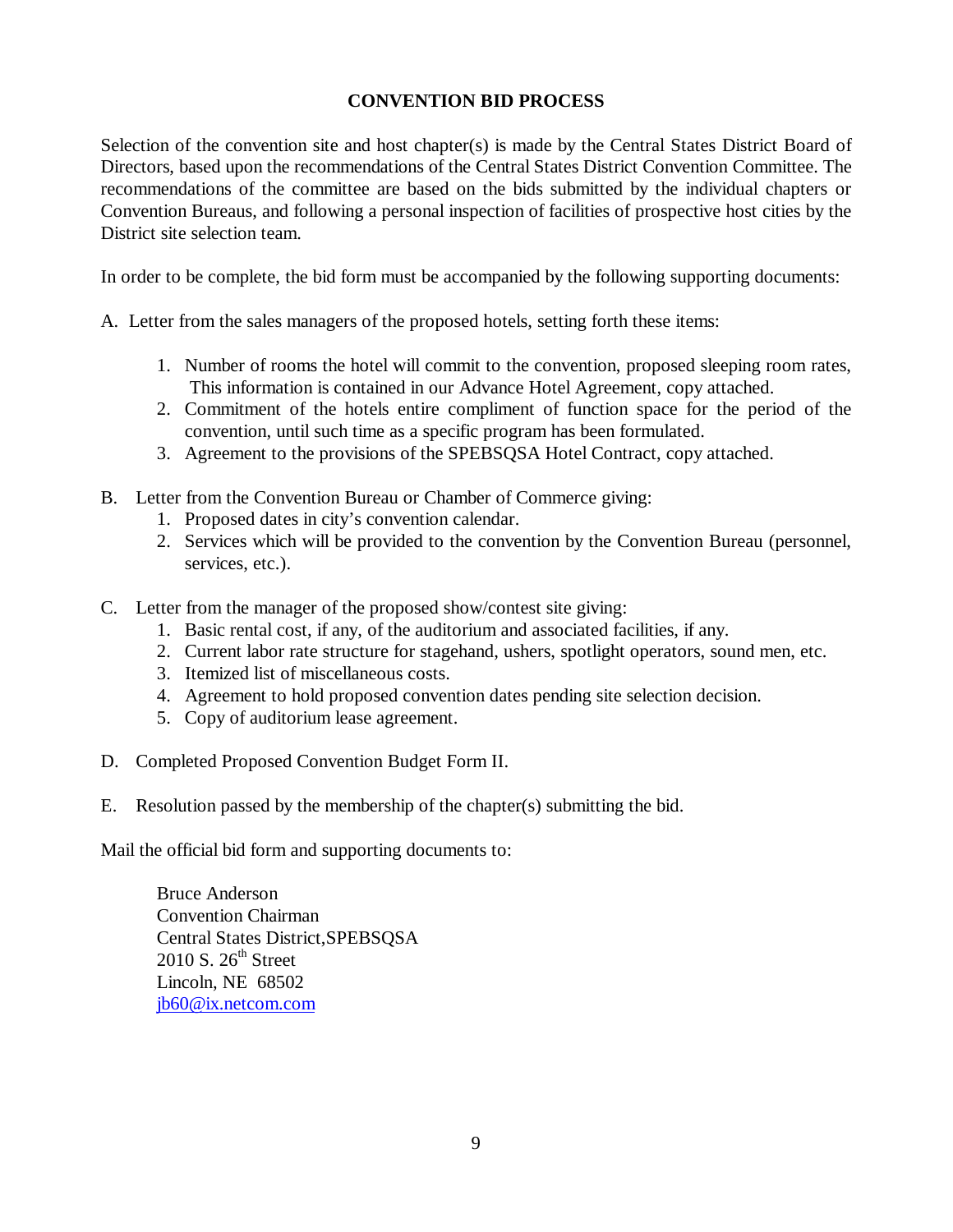# CONVENTION BID PROCESS

Selection of the convention site and host chapter(s) is made by the Central States District Board of Directors, based upon the recommendations of the Central States District Convention Committee. The recommendations of the committee are based on the bids submitted by the individual chapters or Convention Bureaus, and following a personal inspection of facilities of prospective host cities by the District site selection team.

In order to be complete, the bid form must be accompanied by the following supporting documents:

A. Letter from the sales managers of the proposed hotels, setting forth these items:

1. Number of rooms the hotel will commit to the convention, proposed sleeping room rates, This information is contained in our Advance Hotel Agreement, copy attached.
2. Commitment of the hotels entire compliment of function space for the period of the convention, until such time as a specific program has been formulated.
3. Agreement to the provisions of the SPEBSQSA Hotel Contract, copy attached.

B. Letter from the Convention Bureau or Chamber of Commerce giving:

1. Proposed dates in city's convention calendar.
2. Services which will be provided to the convention by the Convention Bureau (personnel, services, etc.).

C. Letter from the manager of the proposed show/contest site giving:

1. Basic rental cost, if any, of the auditorium and associated facilities, if any.
2. Current labor rate structure for stagehand, ushers, spotlight operators, sound men, etc.
3. Itemized list of miscellaneous costs.
4. Agreement to hold proposed convention dates pending site selection decision.
5. Copy of auditorium lease agreement.

D. Completed Proposed Convention Budget Form II.

E. Resolution passed by the membership of the chapter(s) submitting the bid.

Mail the official bid form and supporting documents to:

Bruce Anderson
Convention Chairman
Central States District,SPEBSQSA
2010 S. 26th Street
Lincoln, NE 68502
jb60@ix.netcom.com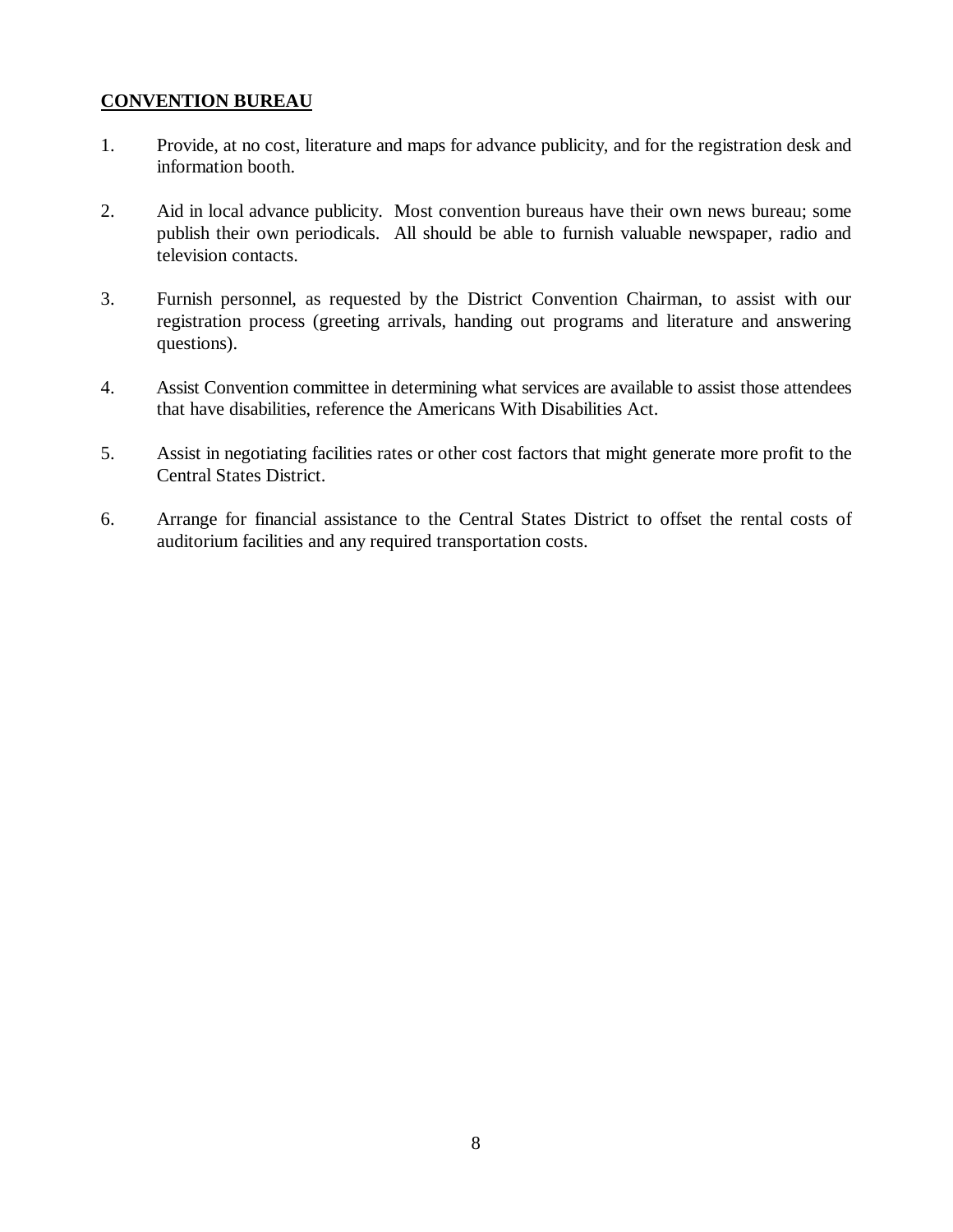**CONVENTION BUREAU**

1. Provide, at no cost, literature and maps for advance publicity, and for the registration desk and information booth.

2. Aid in local advance publicity. Most convention bureaus have their own news bureau; some publish their own periodicals. All should be able to furnish valuable newspaper, radio and television contacts.

3. Furnish personnel, as requested by the District Convention Chairman, to assist with our registration process (greeting arrivals, handing out programs and literature and answering questions).

4. Assist Convention committee in determining what services are available to assist those attendees that have disabilities, reference the Americans With Disabilities Act.

5. Assist in negotiating facilities rates or other cost factors that might generate more profit to the Central States District.

6. Arrange for financial assistance to the Central States District to offset the rental costs of auditorium facilities and any required transportation costs.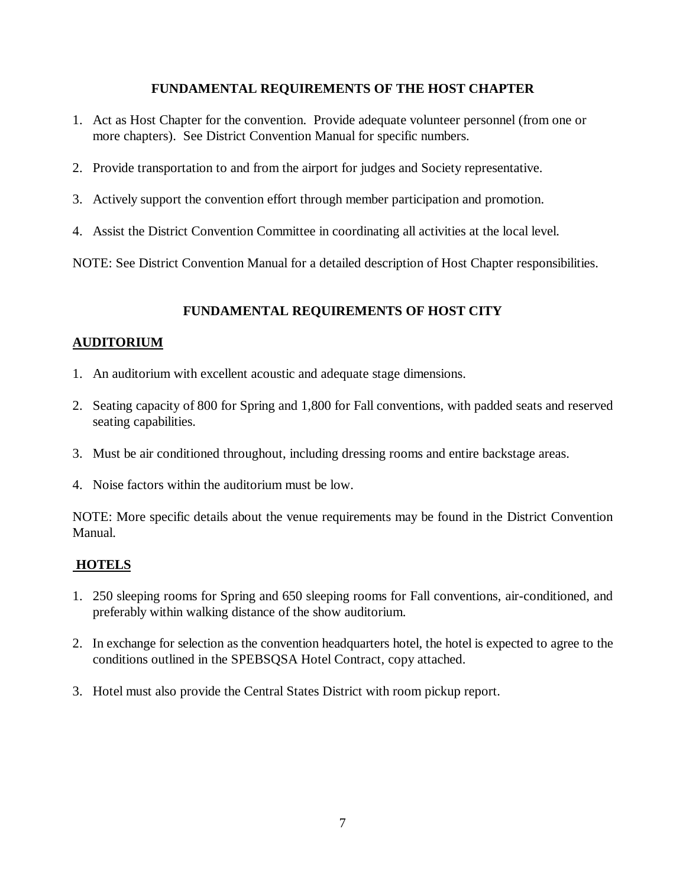## FUNDAMENTAL REQUIREMENTS OF THE HOST CHAPTER

1. Act as Host Chapter for the convention. Provide adequate volunteer personnel (from one or more chapters). See District Convention Manual for specific numbers.
2. Provide transportation to and from the airport for judges and Society representative.
3. Actively support the convention effort through member participation and promotion.
4. Assist the District Convention Committee in coordinating all activities at the local level.

NOTE: See District Convention Manual for a detailed description of Host Chapter responsibilities.

## FUNDAMENTAL REQUIREMENTS OF HOST CITY

### AUDITORIUM

1. An auditorium with excellent acoustic and adequate stage dimensions.
2. Seating capacity of 800 for Spring and 1,800 for Fall conventions, with padded seats and reserved seating capabilities.
3. Must be air conditioned throughout, including dressing rooms and entire backstage areas.
4. Noise factors within the auditorium must be low.

NOTE: More specific details about the venue requirements may be found in the District Convention Manual.

### HOTELS

1. 250 sleeping rooms for Spring and 650 sleeping rooms for Fall conventions, air-conditioned, and preferably within walking distance of the show auditorium.
2. In exchange for selection as the convention headquarters hotel, the hotel is expected to agree to the conditions outlined in the SPEBSQSA Hotel Contract, copy attached.
3. Hotel must also provide the Central States District with room pickup report.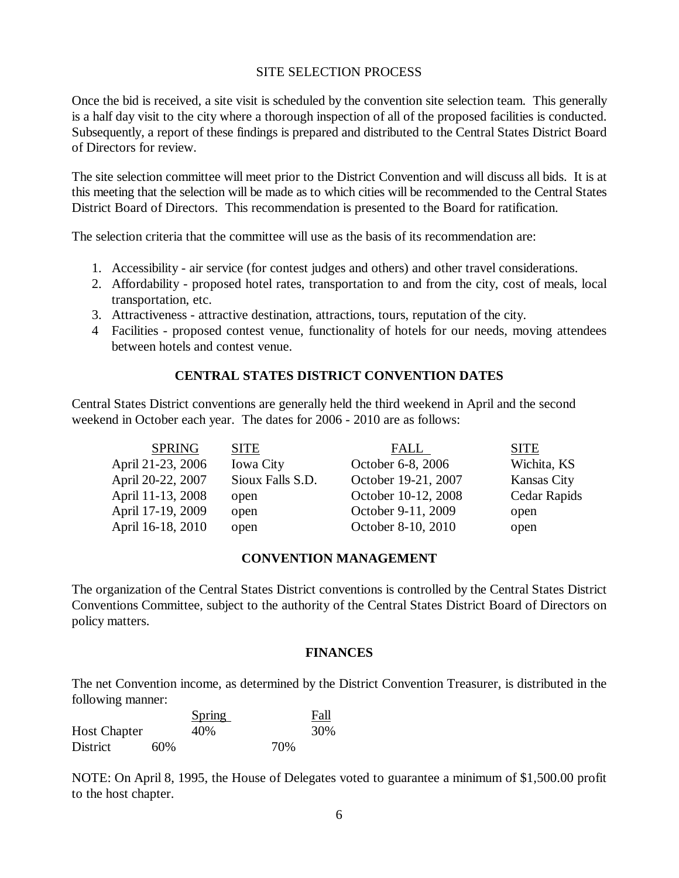## SITE SELECTION PROCESS

Once the bid is received, a site visit is scheduled by the convention site selection team. This generally is a half day visit to the city where a thorough inspection of all of the proposed facilities is conducted. Subsequently, a report of these findings is prepared and distributed to the Central States District Board of Directors for review.

The site selection committee will meet prior to the District Convention and will discuss all bids. It is at this meeting that the selection will be made as to which cities will be recommended to the Central States District Board of Directors. This recommendation is presented to the Board for ratification.

The selection criteria that the committee will use as the basis of its recommendation are:

1. Accessibility - air service (for contest judges and others) and other travel considerations.
2. Affordability - proposed hotel rates, transportation to and from the city, cost of meals, local transportation, etc.
3. Attractiveness - attractive destination, attractions, tours, reputation of the city.
4. Facilities - proposed contest venue, functionality of hotels for our needs, moving attendees between hotels and contest venue.

## CENTRAL STATES DISTRICT CONVENTION DATES

Central States District conventions are generally held the third weekend in April and the second weekend in October each year. The dates for 2006 - 2010 are as follows:

| SPRING | SITE | FALL | SITE |
|---|---|---|---|
| April 21-23, 2006 | Iowa City | October 6-8, 2006 | Wichita, KS |
| April 20-22, 2007 | Sioux Falls S.D. | October 19-21, 2007 | Kansas City |
| April 11-13, 2008 | open | October 10-12, 2008 | Cedar Rapids |
| April 17-19, 2009 | open | October 9-11, 2009 | open |
| April 16-18, 2010 | open | October 8-10, 2010 | open |

## CONVENTION MANAGEMENT

The organization of the Central States District conventions is controlled by the Central States District Conventions Committee, subject to the authority of the Central States District Board of Directors on policy matters.

## FINANCES

The net Convention income, as determined by the District Convention Treasurer, is distributed in the following manner:

| | Spring | Fall |
|---|---|---|
| Host Chapter | 40% | 30% |
| District | 60% | 70% |

NOTE: On April 8, 1995, the House of Delegates voted to guarantee a minimum of $1,500.00 profit to the host chapter.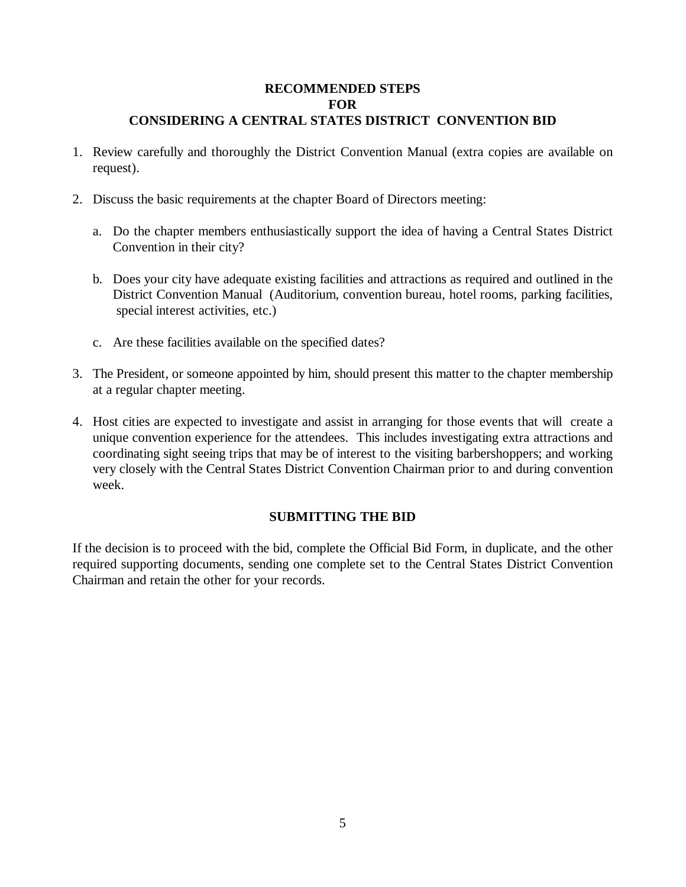## RECOMMENDED STEPS
## FOR
## CONSIDERING A CENTRAL STATES DISTRICT CONVENTION BID

1. Review carefully and thoroughly the District Convention Manual (extra copies are available on request).

2. Discuss the basic requirements at the chapter Board of Directors meeting:

   a. Do the chapter members enthusiastically support the idea of having a Central States District Convention in their city?

   b. Does your city have adequate existing facilities and attractions as required and outlined in the District Convention Manual (Auditorium, convention bureau, hotel rooms, parking facilities, special interest activities, etc.)

   c. Are these facilities available on the specified dates?

3. The President, or someone appointed by him, should present this matter to the chapter membership at a regular chapter meeting.

4. Host cities are expected to investigate and assist in arranging for those events that will create a unique convention experience for the attendees. This includes investigating extra attractions and coordinating sight seeing trips that may be of interest to the visiting barbershoppers; and working very closely with the Central States District Convention Chairman prior to and during convention week.

### SUBMITTING THE BID

If the decision is to proceed with the bid, complete the Official Bid Form, in duplicate, and the other required supporting documents, sending one complete set to the Central States District Convention Chairman and retain the other for your records.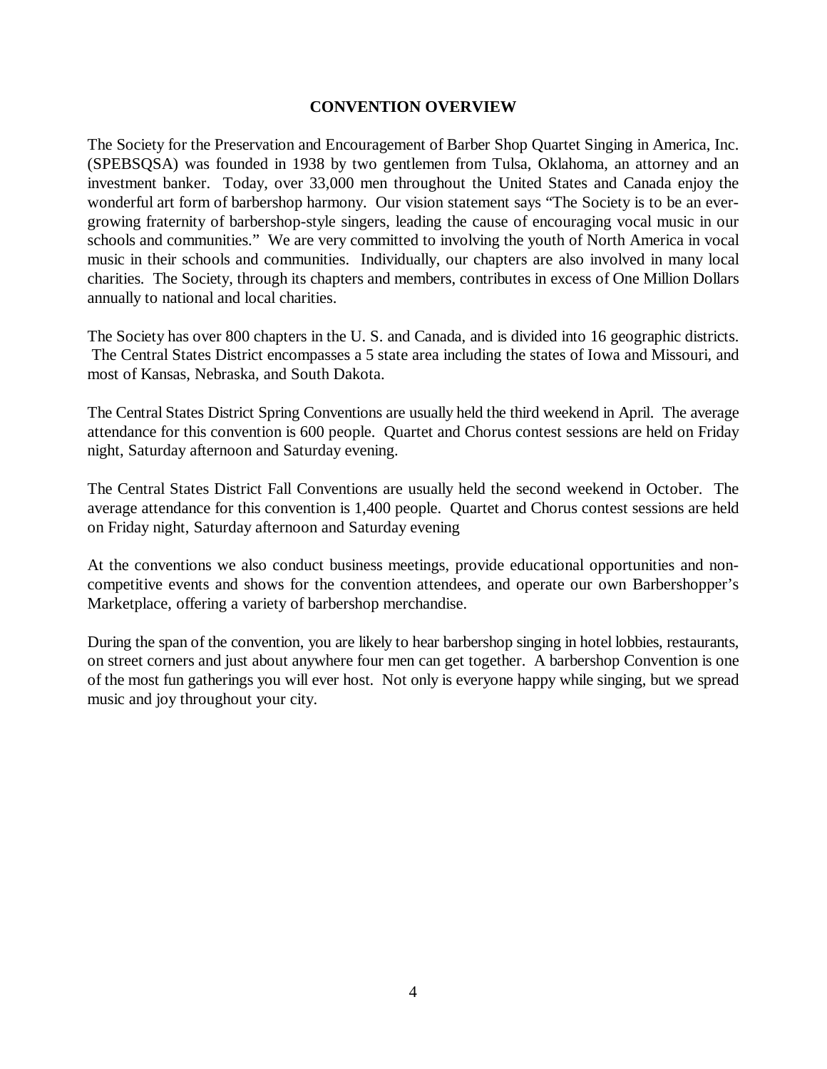## CONVENTION OVERVIEW

The Society for the Preservation and Encouragement of Barber Shop Quartet Singing in America, Inc. (SPEBSQSA) was founded in 1938 by two gentlemen from Tulsa, Oklahoma, an attorney and an investment banker. Today, over 33,000 men throughout the United States and Canada enjoy the wonderful art form of barbershop harmony. Our vision statement says "The Society is to be an ever-growing fraternity of barbershop-style singers, leading the cause of encouraging vocal music in our schools and communities." We are very committed to involving the youth of North America in vocal music in their schools and communities. Individually, our chapters are also involved in many local charities. The Society, through its chapters and members, contributes in excess of One Million Dollars annually to national and local charities.

The Society has over 800 chapters in the U. S. and Canada, and is divided into 16 geographic districts. The Central States District encompasses a 5 state area including the states of Iowa and Missouri, and most of Kansas, Nebraska, and South Dakota.

The Central States District Spring Conventions are usually held the third weekend in April. The average attendance for this convention is 600 people. Quartet and Chorus contest sessions are held on Friday night, Saturday afternoon and Saturday evening.

The Central States District Fall Conventions are usually held the second weekend in October. The average attendance for this convention is 1,400 people. Quartet and Chorus contest sessions are held on Friday night, Saturday afternoon and Saturday evening

At the conventions we also conduct business meetings, provide educational opportunities and non-competitive events and shows for the convention attendees, and operate our own Barbershopper's Marketplace, offering a variety of barbershop merchandise.

During the span of the convention, you are likely to hear barbershop singing in hotel lobbies, restaurants, on street corners and just about anywhere four men can get together. A barbershop Convention is one of the most fun gatherings you will ever host. Not only is everyone happy while singing, but we spread music and joy throughout your city.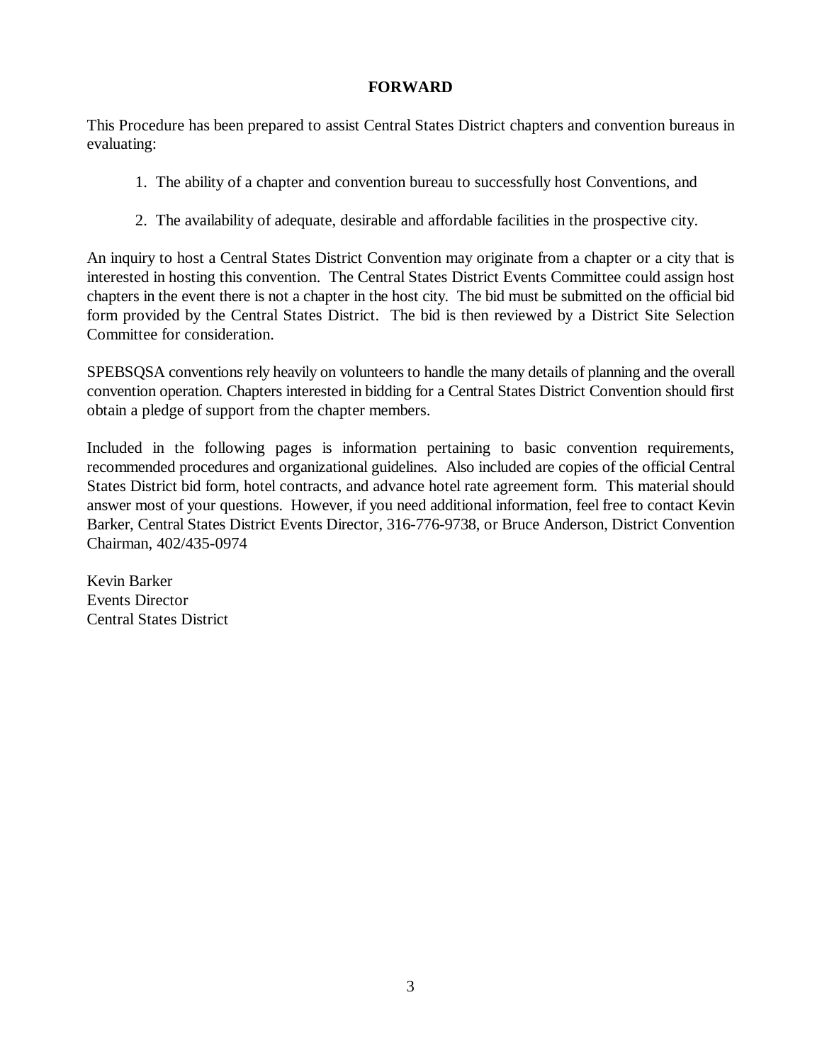# FORWARD

This Procedure has been prepared to assist Central States District chapters and convention bureaus in evaluating:

1. The ability of a chapter and convention bureau to successfully host Conventions, and

2. The availability of adequate, desirable and affordable facilities in the prospective city.

An inquiry to host a Central States District Convention may originate from a chapter or a city that is interested in hosting this convention. The Central States District Events Committee could assign host chapters in the event there is not a chapter in the host city. The bid must be submitted on the official bid form provided by the Central States District. The bid is then reviewed by a District Site Selection Committee for consideration.

SPEBSQSA conventions rely heavily on volunteers to handle the many details of planning and the overall convention operation. Chapters interested in bidding for a Central States District Convention should first obtain a pledge of support from the chapter members.

Included in the following pages is information pertaining to basic convention requirements, recommended procedures and organizational guidelines. Also included are copies of the official Central States District bid form, hotel contracts, and advance hotel rate agreement form. This material should answer most of your questions. However, if you need additional information, feel free to contact Kevin Barker, Central States District Events Director, 316-776-9738, or Bruce Anderson, District Convention Chairman, 402/435-0974

Kevin Barker
Events Director
Central States District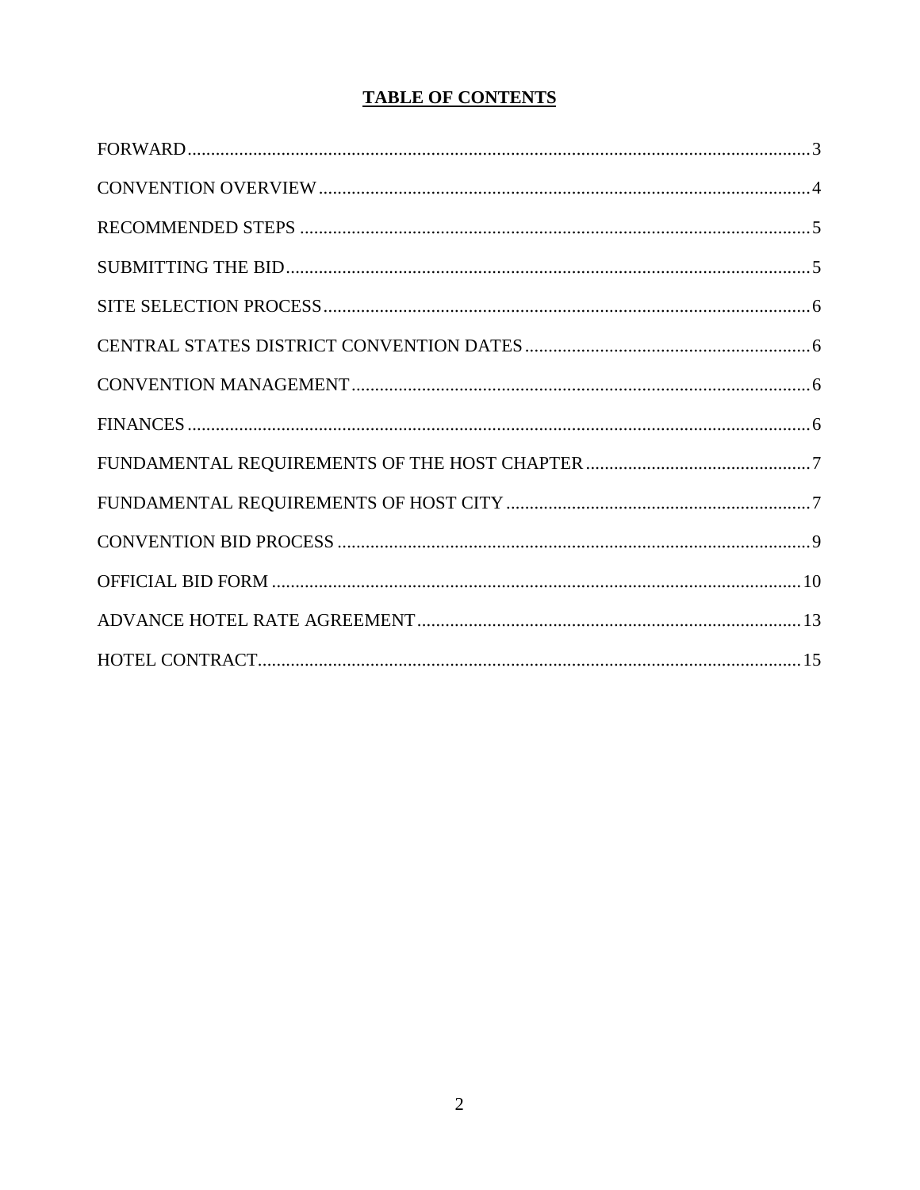# TABLE OF CONTENTS

FORWARD ..... 3

CONVENTION OVERVIEW ..... 4

RECOMMENDED STEPS ..... 5

SUBMITTING THE BID ..... 5

SITE SELECTION PROCESS ..... 6

CENTRAL STATES DISTRICT CONVENTION DATES ..... 6

CONVENTION MANAGEMENT ..... 6

FINANCES ..... 6

FUNDAMENTAL REQUIREMENTS OF THE HOST CHAPTER ..... 7

FUNDAMENTAL REQUIREMENTS OF HOST CITY ..... 7

CONVENTION BID PROCESS ..... 9

OFFICIAL BID FORM ..... 10

ADVANCE HOTEL RATE AGREEMENT ..... 13

HOTEL CONTRACT ..... 15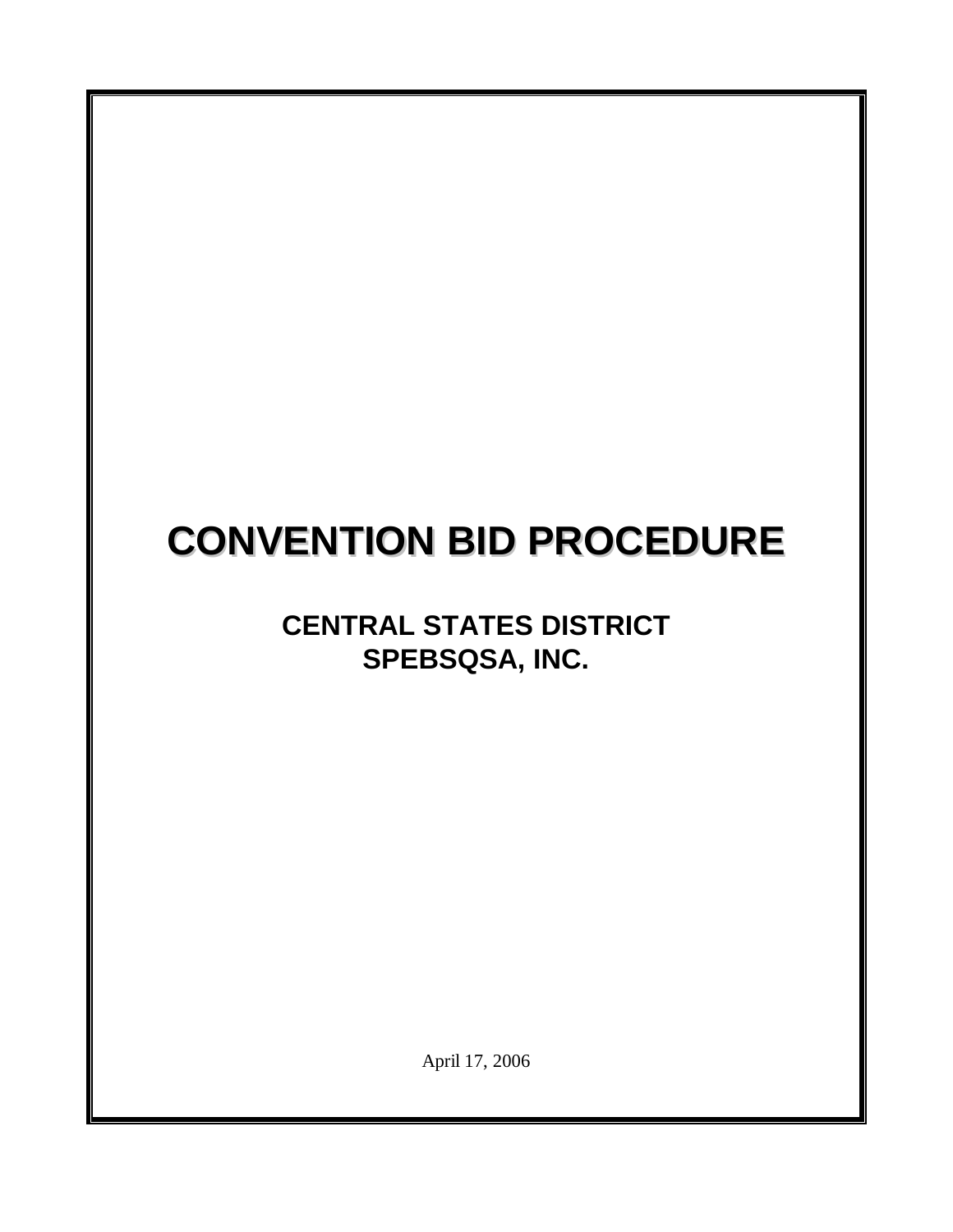# CONVENTION BID PROCEDURE

**CENTRAL STATES DISTRICT**
**SPEBSQSA, INC.**

April 17, 2006